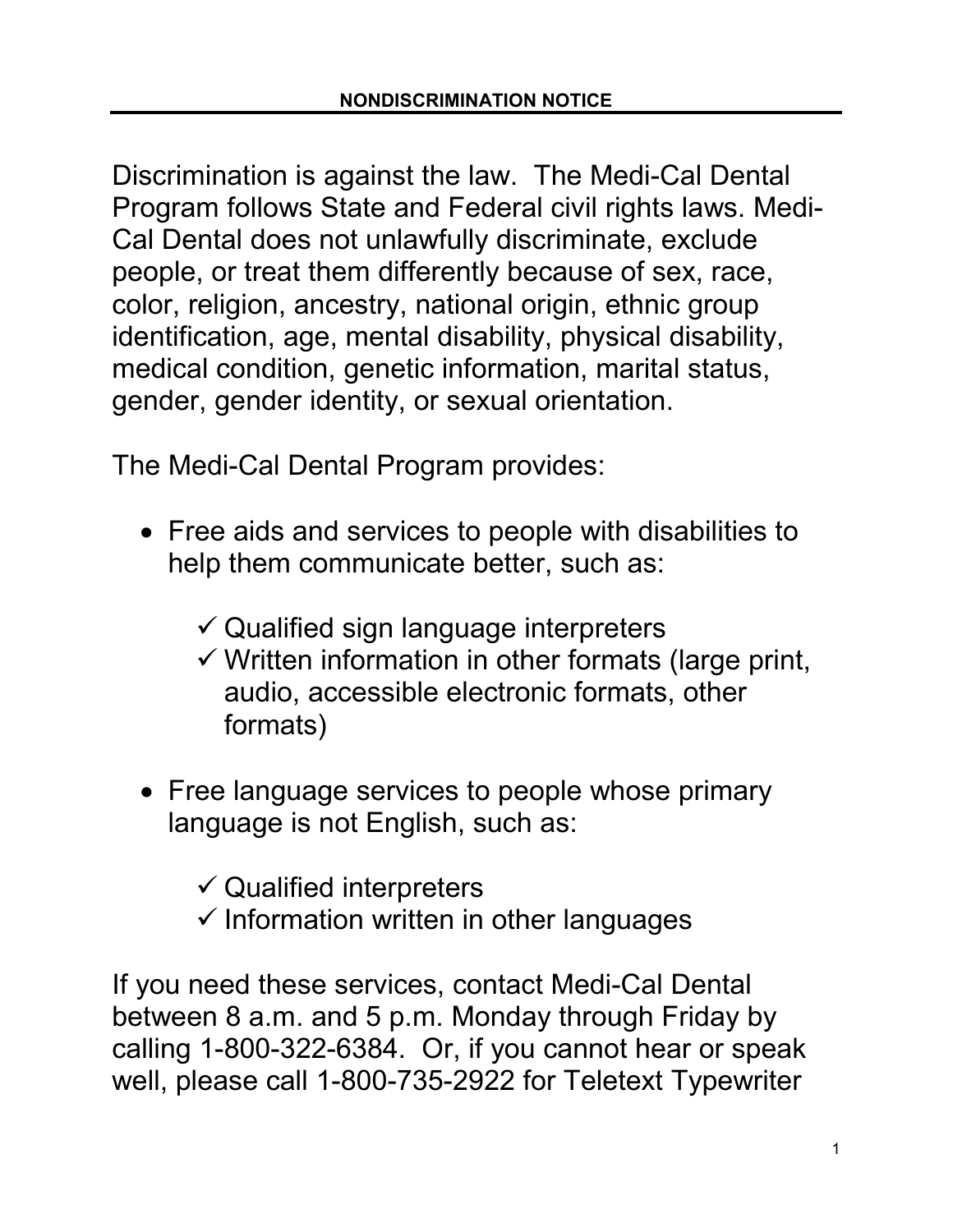# NONDISCRIMINATION NOTICE

Discrimination is against the law. The Medi-Cal Dental Program follows State and Federal civil rights laws. Medi-Cal Dental does not unlawfully discriminate, exclude people, or treat them differently because of sex, race, color, religion, ancestry, national origin, ethnic group identification, age, mental disability, physical disability, medical condition, genetic information, marital status, gender, gender identity, or sexual orientation.

The Medi-Cal Dental Program provides:

- Free aids and services to people with disabilities to help them communicate better, such as:
  - ✓ Qualified sign language interpreters
  - ✓ Written information in other formats (large print, audio, accessible electronic formats, other formats)
- Free language services to people whose primary language is not English, such as:
  - ✓ Qualified interpreters
  - ✓ Information written in other languages

If you need these services, contact Medi-Cal Dental between 8 a.m. and 5 p.m. Monday through Friday by calling 1-800-322-6384. Or, if you cannot hear or speak well, please call 1-800-735-2922 for Teletext Typewriter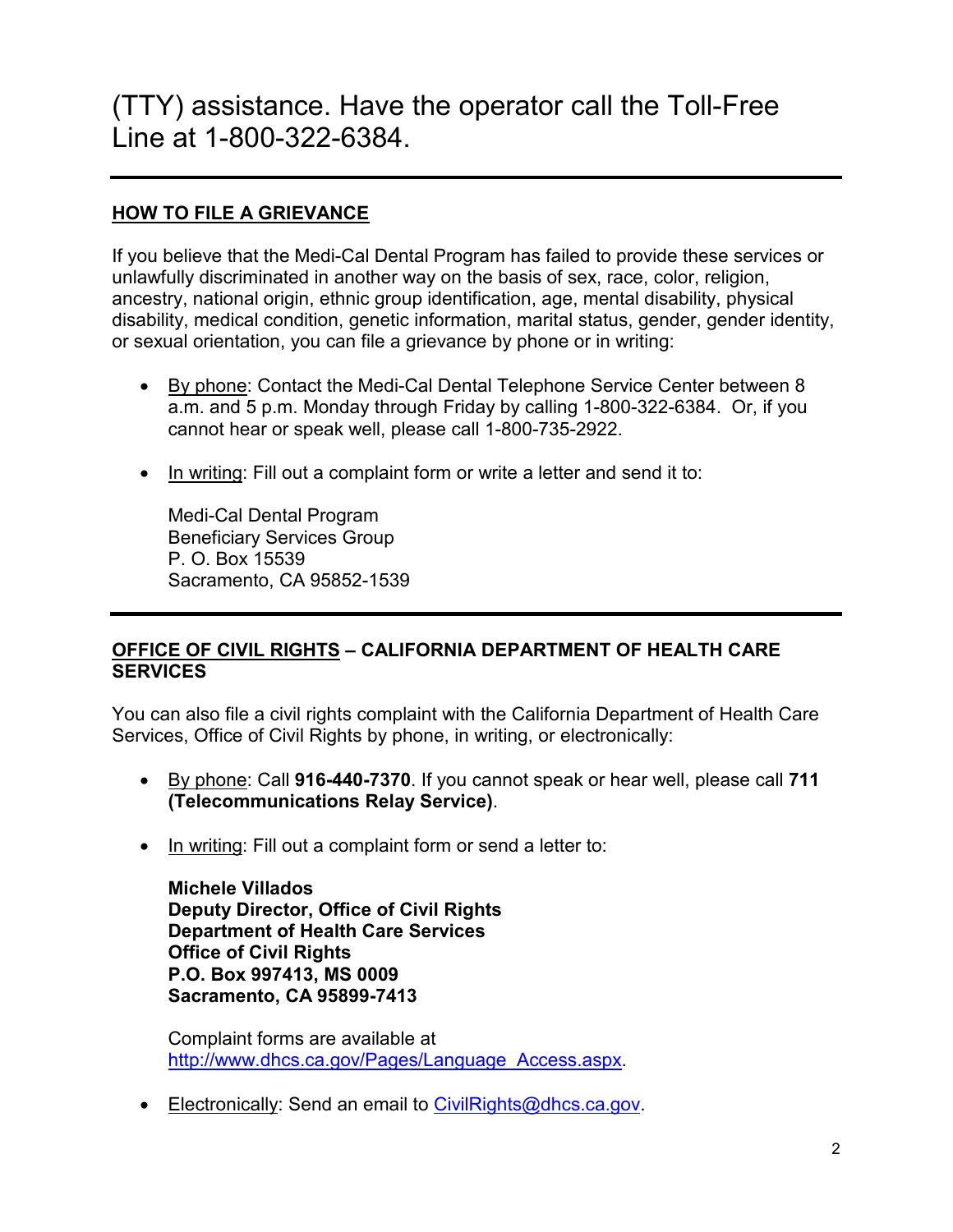(TTY) assistance. Have the operator call the Toll-Free Line at 1-800-322-6384.

---

## HOW TO FILE A GRIEVANCE

If you believe that the Medi-Cal Dental Program has failed to provide these services or unlawfully discriminated in another way on the basis of sex, race, color, religion, ancestry, national origin, ethnic group identification, age, mental disability, physical disability, medical condition, genetic information, marital status, gender, gender identity, or sexual orientation, you can file a grievance by phone or in writing:

- By phone: Contact the Medi-Cal Dental Telephone Service Center between 8 a.m. and 5 p.m. Monday through Friday by calling 1-800-322-6384. Or, if you cannot hear or speak well, please call 1-800-735-2922.
- In writing: Fill out a complaint form or write a letter and send it to:

  Medi-Cal Dental Program
  Beneficiary Services Group
  P. O. Box 15539
  Sacramento, CA 95852-1539

---

## OFFICE OF CIVIL RIGHTS – CALIFORNIA DEPARTMENT OF HEALTH CARE SERVICES

You can also file a civil rights complaint with the California Department of Health Care Services, Office of Civil Rights by phone, in writing, or electronically:

- By phone: Call **916-440-7370**. If you cannot speak or hear well, please call **711 (Telecommunications Relay Service)**.
- In writing: Fill out a complaint form or send a letter to:

  **Michele Villados**
  **Deputy Director, Office of Civil Rights**
  **Department of Health Care Services**
  **Office of Civil Rights**
  **P.O. Box 997413, MS 0009**
  **Sacramento, CA 95899-7413**

  Complaint forms are available at http://www.dhcs.ca.gov/Pages/Language_Access.aspx.
- Electronically: Send an email to CivilRights@dhcs.ca.gov.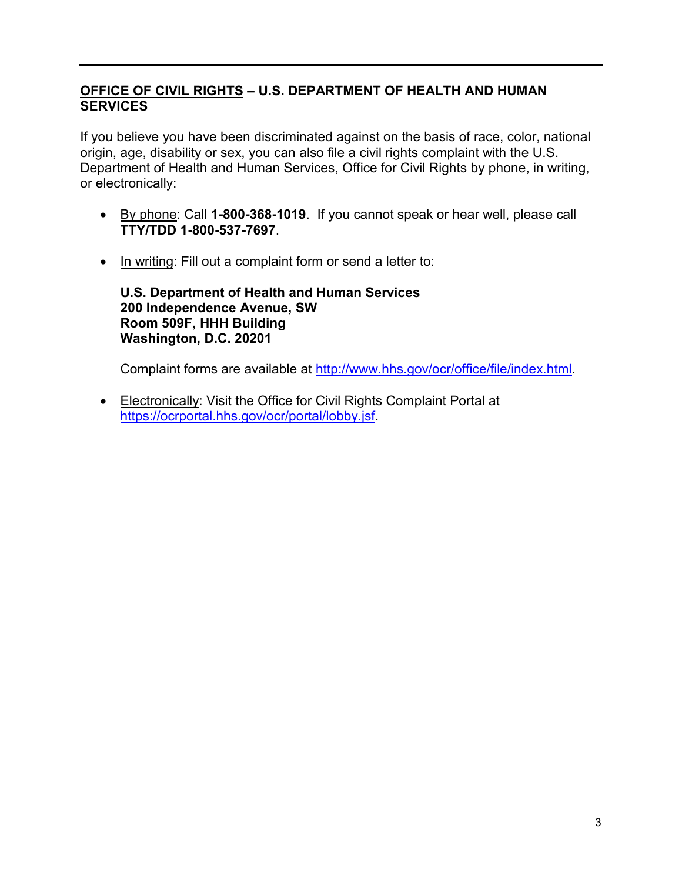## OFFICE OF CIVIL RIGHTS – U.S. DEPARTMENT OF HEALTH AND HUMAN SERVICES

If you believe you have been discriminated against on the basis of race, color, national origin, age, disability or sex, you can also file a civil rights complaint with the U.S. Department of Health and Human Services, Office for Civil Rights by phone, in writing, or electronically:

- By phone: Call **1-800-368-1019**. If you cannot speak or hear well, please call **TTY/TDD 1-800-537-7697**.
- In writing: Fill out a complaint form or send a letter to:

  **U.S. Department of Health and Human Services**
  **200 Independence Avenue, SW**
  **Room 509F, HHH Building**
  **Washington, D.C. 20201**

  Complaint forms are available at http://www.hhs.gov/ocr/office/file/index.html.

- Electronically: Visit the Office for Civil Rights Complaint Portal at https://ocrportal.hhs.gov/ocr/portal/lobby.jsf.